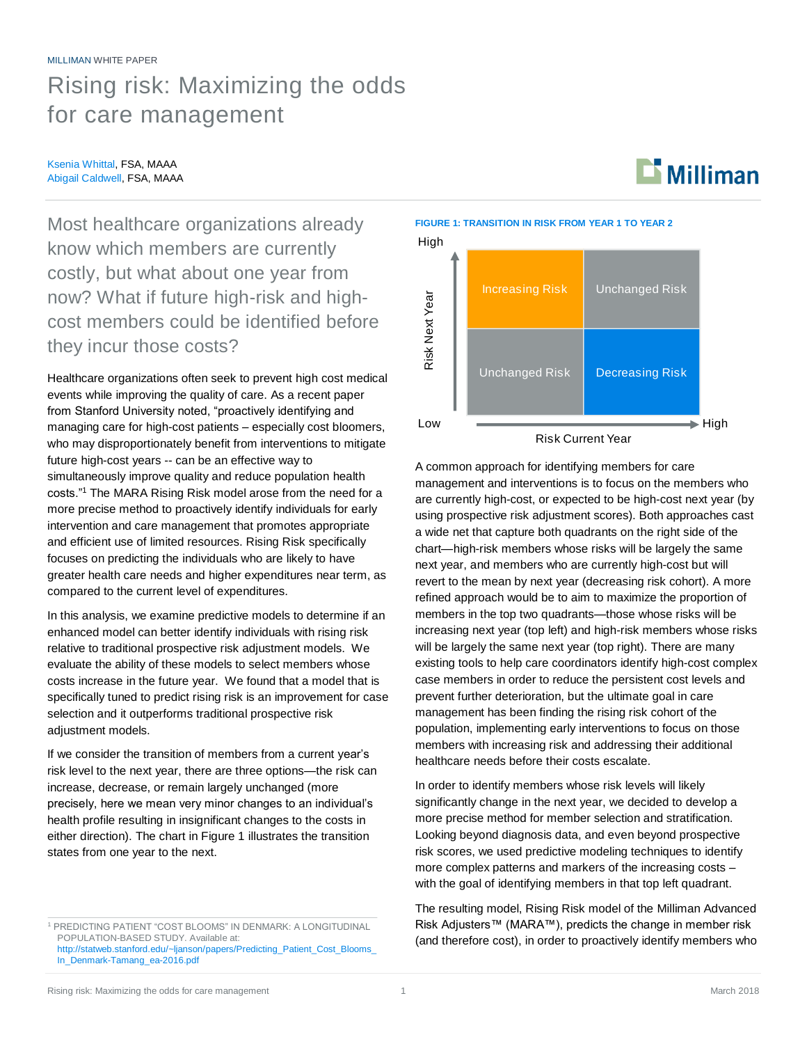MILLIMAN WHITE PAPER

# Rising risk: Maximizing the odds for care management

Ksenia Whittal, FSA, MAAA
Abigail Caldwell, FSA, MAAA

## Most healthcare organizations already know which members are currently costly, but what about one year from now? What if future high-risk and high-cost members could be identified before they incur those costs?

Healthcare organizations often seek to prevent high cost medical events while improving the quality of care. As a recent paper from Stanford University noted, "proactively identifying and managing care for high-cost patients – especially cost bloomers, who may disproportionately benefit from interventions to mitigate future high-cost years -- can be an effective way to simultaneously improve quality and reduce population health costs."[1] The MARA Rising Risk model arose from the need for a more precise method to proactively identify individuals for early intervention and care management that promotes appropriate and efficient use of limited resources. Rising Risk specifically focuses on predicting the individuals who are likely to have greater health care needs and higher expenditures near term, as compared to the current level of expenditures.

In this analysis, we examine predictive models to determine if an enhanced model can better identify individuals with rising risk relative to traditional prospective risk adjustment models. We evaluate the ability of these models to select members whose costs increase in the future year. We found that a model that is specifically tuned to predict rising risk is an improvement for case selection and it outperforms traditional prospective risk adjustment models.

If we consider the transition of members from a current year's risk level to the next year, there are three options—the risk can increase, decrease, or remain largely unchanged (more precisely, here we mean very minor changes to an individual's health profile resulting in insignificant changes to the costs in either direction). The chart in Figure 1 illustrates the transition states from one year to the next.

**FIGURE 1: TRANSITION IN RISK FROM YEAR 1 TO YEAR 2**

| Risk Next Year \ Risk Current Year | Low | High |
|---|---|---|
| High | Increasing Risk | Unchanged Risk |
| Low | Unchanged Risk | Decreasing Risk |

A common approach for identifying members for care management and interventions is to focus on the members who are currently high-cost, or expected to be high-cost next year (by using prospective risk adjustment scores). Both approaches cast a wide net that capture both quadrants on the right side of the chart—high-risk members whose risks will be largely the same next year, and members who are currently high-cost but will revert to the mean by next year (decreasing risk cohort). A more refined approach would be to aim to maximize the proportion of members in the top two quadrants—those whose risks will be increasing next year (top left) and high-risk members whose risks will be largely the same next year (top right). There are many existing tools to help care coordinators identify high-cost complex case members in order to reduce the persistent cost levels and prevent further deterioration, but the ultimate goal in care management has been finding the rising risk cohort of the population, implementing early interventions to focus on those members with increasing risk and addressing their additional healthcare needs before their costs escalate.

In order to identify members whose risk levels will likely significantly change in the next year, we decided to develop a more precise method for member selection and stratification. Looking beyond diagnosis data, and even beyond prospective risk scores, we used predictive modeling techniques to identify more complex patterns and markers of the increasing costs – with the goal of identifying members in that top left quadrant.

The resulting model, Rising Risk model of the Milliman Advanced Risk Adjusters™ (MARA™), predicts the change in member risk (and therefore cost), in order to proactively identify members who

[1] PREDICTING PATIENT "COST BLOOMS" IN DENMARK: A LONGITUDINAL POPULATION-BASED STUDY. Available at: http://statweb.stanford.edu/~ljanson/papers/Predicting_Patient_Cost_Blooms_In_Denmark-Tamang_ea-2016.pdf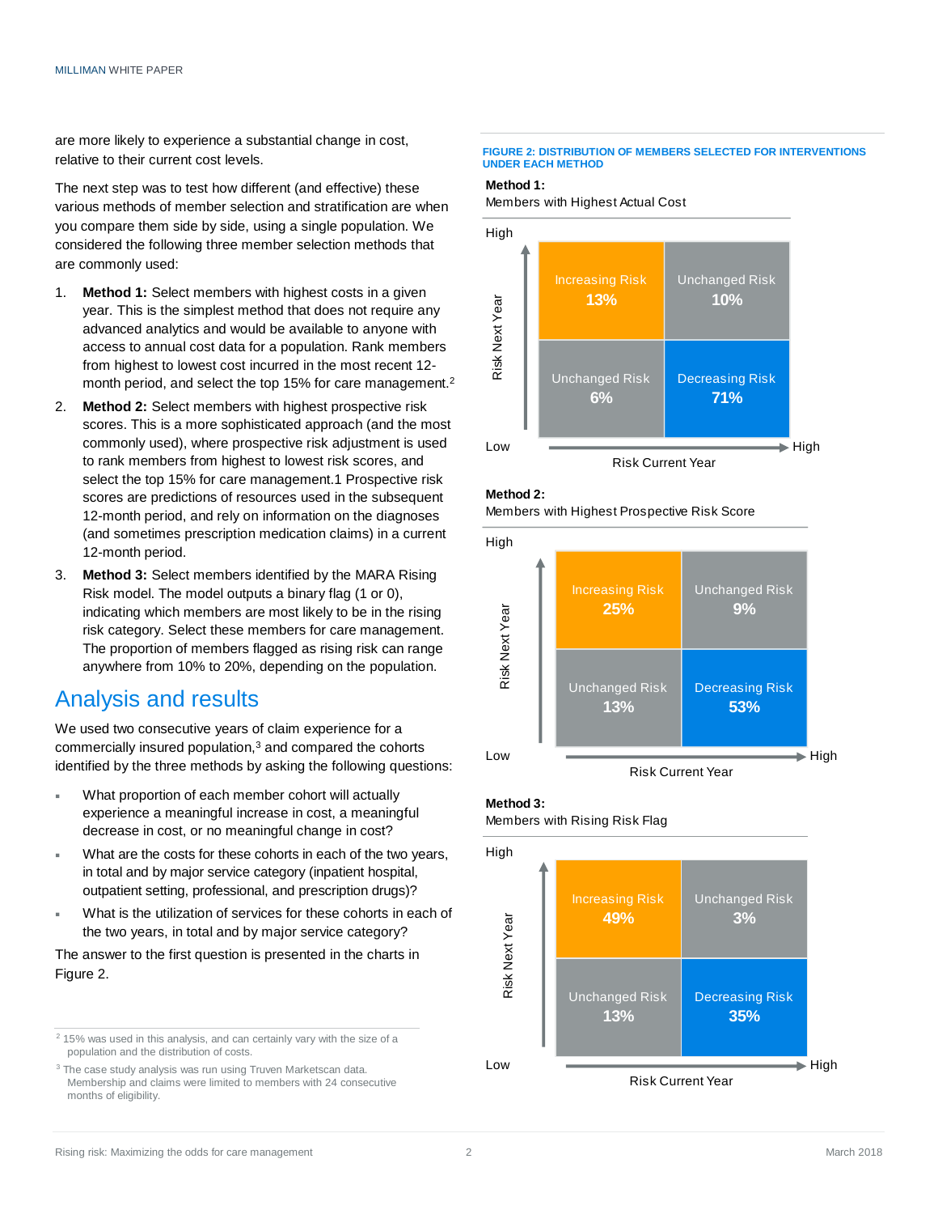are more likely to experience a substantial change in cost, relative to their current cost levels.

The next step was to test how different (and effective) these various methods of member selection and stratification are when you compare them side by side, using a single population. We considered the following three member selection methods that are commonly used:

1. **Method 1:** Select members with highest costs in a given year. This is the simplest method that does not require any advanced analytics and would be available to anyone with access to annual cost data for a population. Rank members from highest to lowest cost incurred in the most recent 12-month period, and select the top 15% for care management.[2]
2. **Method 2:** Select members with highest prospective risk scores. This is a more sophisticated approach (and the most commonly used), where prospective risk adjustment is used to rank members from highest to lowest risk scores, and select the top 15% for care management.1 Prospective risk scores are predictions of resources used in the subsequent 12-month period, and rely on information on the diagnoses (and sometimes prescription medication claims) in a current 12-month period.
3. **Method 3:** Select members identified by the MARA Rising Risk model. The model outputs a binary flag (1 or 0), indicating which members are most likely to be in the rising risk category. Select these members for care management. The proportion of members flagged as rising risk can range anywhere from 10% to 20%, depending on the population.

## Analysis and results

We used two consecutive years of claim experience for a commercially insured population,[3] and compared the cohorts identified by the three methods by asking the following questions:

- What proportion of each member cohort will actually experience a meaningful increase in cost, a meaningful decrease in cost, or no meaningful change in cost?
- What are the costs for these cohorts in each of the two years, in total and by major service category (inpatient hospital, outpatient setting, professional, and prescription drugs)?
- What is the utilization of services for these cohorts in each of the two years, in total and by major service category?

The answer to the first question is presented in the charts in Figure 2.

**FIGURE 2: DISTRIBUTION OF MEMBERS SELECTED FOR INTERVENTIONS UNDER EACH METHOD**

**Method 1:**
Members with Highest Actual Cost

| Risk Next Year \ Risk Current Year | Low | High |
|---|---|---|
| High | Increasing Risk 13% | Unchanged Risk 10% |
| Low | Unchanged Risk 6% | Decreasing Risk 71% |

**Method 2:**
Members with Highest Prospective Risk Score

| Risk Next Year \ Risk Current Year | Low | High |
|---|---|---|
| High | Increasing Risk 25% | Unchanged Risk 9% |
| Low | Unchanged Risk 13% | Decreasing Risk 53% |

**Method 3:**
Members with Rising Risk Flag

| Risk Next Year \ Risk Current Year | Low | High |
|---|---|---|
| High | Increasing Risk 49% | Unchanged Risk 3% |
| Low | Unchanged Risk 13% | Decreasing Risk 35% |

[2] 15% was used in this analysis, and can certainly vary with the size of a population and the distribution of costs.

[3] The case study analysis was run using Truven Marketscan data. Membership and claims were limited to members with 24 consecutive months of eligibility.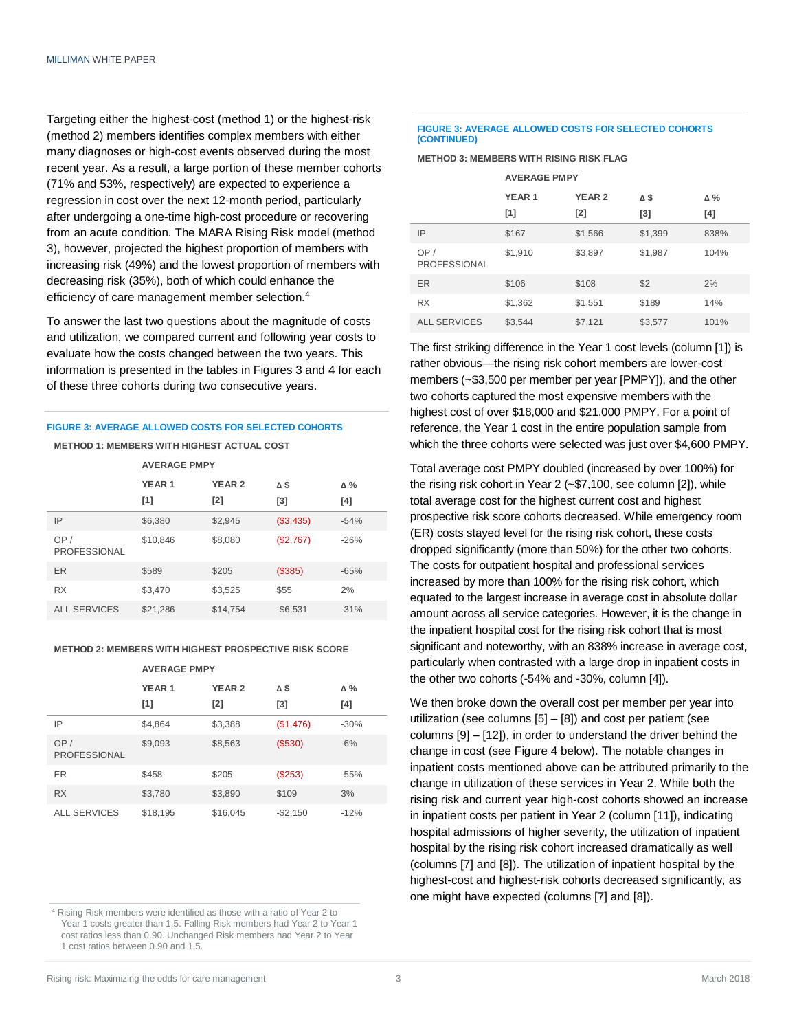Targeting either the highest-cost (method 1) or the highest-risk (method 2) members identifies complex members with either many diagnoses or high-cost events observed during the most recent year. As a result, a large portion of these member cohorts (71% and 53%, respectively) are expected to experience a regression in cost over the next 12-month period, particularly after undergoing a one-time high-cost procedure or recovering from an acute condition. The MARA Rising Risk model (method 3), however, projected the highest proportion of members with increasing risk (49%) and the lowest proportion of members with decreasing risk (35%), both of which could enhance the efficiency of care management member selection.[4]

To answer the last two questions about the magnitude of costs and utilization, we compared current and following year costs to evaluate how the costs changed between the two years. This information is presented in the tables in Figures 3 and 4 for each of these three cohorts during two consecutive years.

**FIGURE 3: AVERAGE ALLOWED COSTS FOR SELECTED COHORTS**

**METHOD 1: MEMBERS WITH HIGHEST ACTUAL COST**

| | AVERAGE PMPY | | | |
|---|---|---|---|---|
| | YEAR 1 [1] | YEAR 2 [2] | Δ $ [3] | Δ % [4] |
| IP | $6,380 | $2,945 | ($3,435) | -54% |
| OP / PROFESSIONAL | $10,846 | $8,080 | ($2,767) | -26% |
| ER | $589 | $205 | ($385) | -65% |
| RX | $3,470 | $3,525 | $55 | 2% |
| ALL SERVICES | $21,286 | $14,754 | -$6,531 | -31% |

**METHOD 2: MEMBERS WITH HIGHEST PROSPECTIVE RISK SCORE**

| | AVERAGE PMPY | | | |
|---|---|---|---|---|
| | YEAR 1 [1] | YEAR 2 [2] | Δ $ [3] | Δ % [4] |
| IP | $4,864 | $3,388 | ($1,476) | -30% |
| OP / PROFESSIONAL | $9,093 | $8,563 | ($530) | -6% |
| ER | $458 | $205 | ($253) | -55% |
| RX | $3,780 | $3,890 | $109 | 3% |
| ALL SERVICES | $18,195 | $16,045 | -$2,150 | -12% |

**FIGURE 3: AVERAGE ALLOWED COSTS FOR SELECTED COHORTS (CONTINUED)**

**METHOD 3: MEMBERS WITH RISING RISK FLAG**

| | AVERAGE PMPY | | | |
|---|---|---|---|---|
| | YEAR 1 [1] | YEAR 2 [2] | Δ $ [3] | Δ % [4] |
| IP | $167 | $1,566 | $1,399 | 838% |
| OP / PROFESSIONAL | $1,910 | $3,897 | $1,987 | 104% |
| ER | $106 | $108 | $2 | 2% |
| RX | $1,362 | $1,551 | $189 | 14% |
| ALL SERVICES | $3,544 | $7,121 | $3,577 | 101% |

The first striking difference in the Year 1 cost levels (column [1]) is rather obvious—the rising risk cohort members are lower-cost members (~$3,500 per member per year [PMPY]), and the other two cohorts captured the most expensive members with the highest cost of over $18,000 and $21,000 PMPY. For a point of reference, the Year 1 cost in the entire population sample from which the three cohorts were selected was just over $4,600 PMPY.

Total average cost PMPY doubled (increased by over 100%) for the rising risk cohort in Year 2 (~$7,100, see column [2]), while total average cost for the highest current cost and highest prospective risk score cohorts decreased. While emergency room (ER) costs stayed level for the rising risk cohort, these costs dropped significantly (more than 50%) for the other two cohorts. The costs for outpatient hospital and professional services increased by more than 100% for the rising risk cohort, which equated to the largest increase in average cost in absolute dollar amount across all service categories. However, it is the change in the inpatient hospital cost for the rising risk cohort that is most significant and noteworthy, with an 838% increase in average cost, particularly when contrasted with a large drop in inpatient costs in the other two cohorts (-54% and -30%, column [4]).

We then broke down the overall cost per member per year into utilization (see columns [5] – [8]) and cost per patient (see columns [9] – [12]), in order to understand the driver behind the change in cost (see Figure 4 below). The notable changes in inpatient costs mentioned above can be attributed primarily to the change in utilization of these services in Year 2. While both the rising risk and current year high-cost cohorts showed an increase in inpatient costs per patient in Year 2 (column [11]), indicating hospital admissions of higher severity, the utilization of inpatient hospital by the rising risk cohort increased dramatically as well (columns [7] and [8]). The utilization of inpatient hospital by the highest-cost and highest-risk cohorts decreased significantly, as one might have expected (columns [7] and [8]).

[4] Rising Risk members were identified as those with a ratio of Year 2 to Year 1 costs greater than 1.5. Falling Risk members had Year 2 to Year 1 cost ratios less than 0.90. Unchanged Risk members had Year 2 to Year 1 cost ratios between 0.90 and 1.5.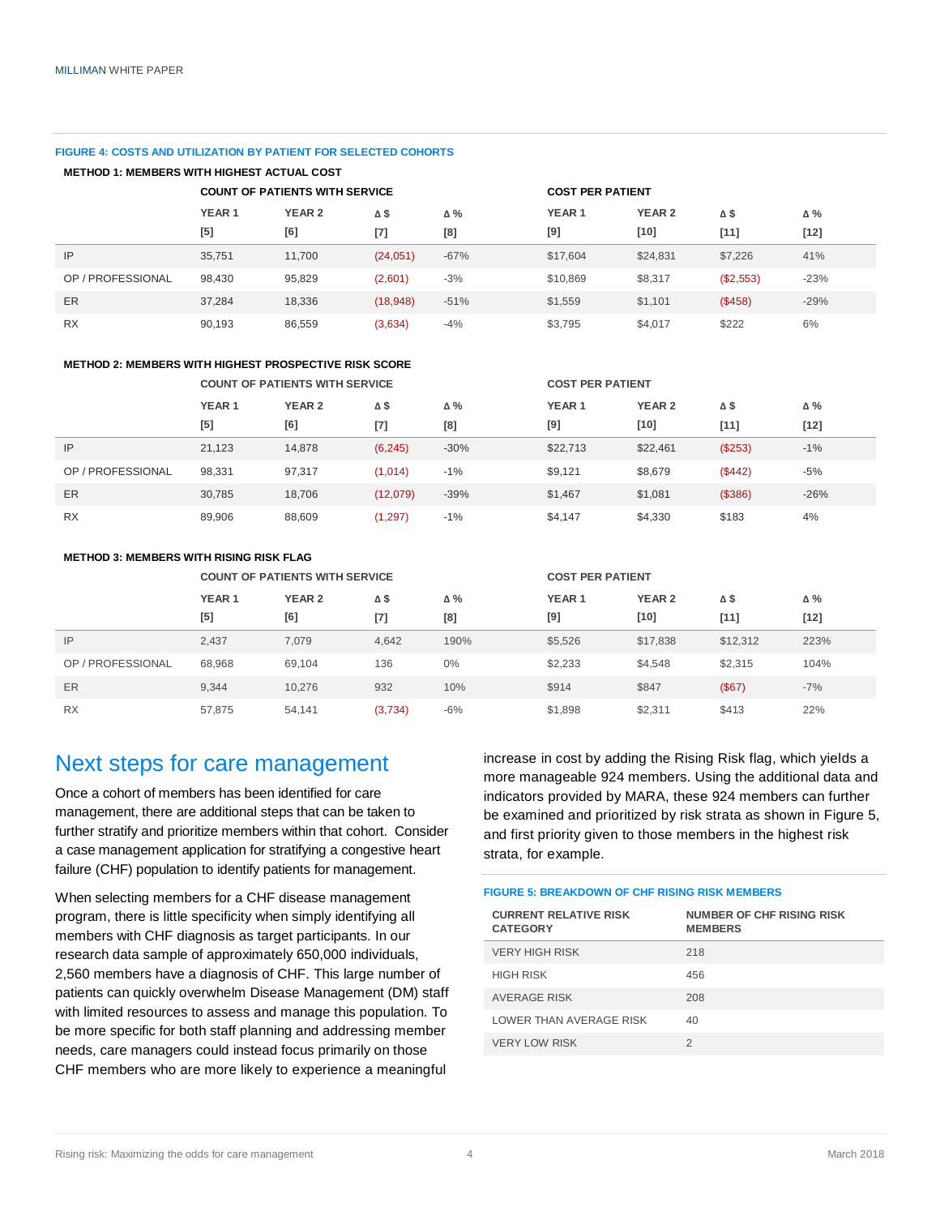**FIGURE 4: COSTS AND UTILIZATION BY PATIENT FOR SELECTED COHORTS**

**METHOD 1: MEMBERS WITH HIGHEST ACTUAL COST**

| | COUNT OF PATIENTS WITH SERVICE | | | | COST PER PATIENT | | | |
|---|---|---|---|---|---|---|---|---|
| | YEAR 1 [5] | YEAR 2 [6] | Δ $ [7] | Δ % [8] | YEAR 1 [9] | YEAR 2 [10] | Δ $ [11] | Δ % [12] |
| IP | 35,751 | 11,700 | (24,051) | -67% | $17,604 | $24,831 | $7,226 | 41% |
| OP / PROFESSIONAL | 98,430 | 95,829 | (2,601) | -3% | $10,869 | $8,317 | ($2,553) | -23% |
| ER | 37,284 | 18,336 | (18,948) | -51% | $1,559 | $1,101 | ($458) | -29% |
| RX | 90,193 | 86,559 | (3,634) | -4% | $3,795 | $4,017 | $222 | 6% |

**METHOD 2: MEMBERS WITH HIGHEST PROSPECTIVE RISK SCORE**

| | COUNT OF PATIENTS WITH SERVICE | | | | COST PER PATIENT | | | |
|---|---|---|---|---|---|---|---|---|
| | YEAR 1 [5] | YEAR 2 [6] | Δ $ [7] | Δ % [8] | YEAR 1 [9] | YEAR 2 [10] | Δ $ [11] | Δ % [12] |
| IP | 21,123 | 14,878 | (6,245) | -30% | $22,713 | $22,461 | ($253) | -1% |
| OP / PROFESSIONAL | 98,331 | 97,317 | (1,014) | -1% | $9,121 | $8,679 | ($442) | -5% |
| ER | 30,785 | 18,706 | (12,079) | -39% | $1,467 | $1,081 | ($386) | -26% |
| RX | 89,906 | 88,609 | (1,297) | -1% | $4,147 | $4,330 | $183 | 4% |

**METHOD 3: MEMBERS WITH RISING RISK FLAG**

| | COUNT OF PATIENTS WITH SERVICE | | | | COST PER PATIENT | | | |
|---|---|---|---|---|---|---|---|---|
| | YEAR 1 [5] | YEAR 2 [6] | Δ $ [7] | Δ % [8] | YEAR 1 [9] | YEAR 2 [10] | Δ $ [11] | Δ % [12] |
| IP | 2,437 | 7,079 | 4,642 | 190% | $5,526 | $17,838 | $12,312 | 223% |
| OP / PROFESSIONAL | 68,968 | 69,104 | 136 | 0% | $2,233 | $4,548 | $2,315 | 104% |
| ER | 9,344 | 10,276 | 932 | 10% | $914 | $847 | ($67) | -7% |
| RX | 57,875 | 54,141 | (3,734) | -6% | $1,898 | $2,311 | $413 | 22% |

## Next steps for care management

Once a cohort of members has been identified for care management, there are additional steps that can be taken to further stratify and prioritize members within that cohort. Consider a case management application for stratifying a congestive heart failure (CHF) population to identify patients for management.

When selecting members for a CHF disease management program, there is little specificity when simply identifying all members with CHF diagnosis as target participants. In our research data sample of approximately 650,000 individuals, 2,560 members have a diagnosis of CHF. This large number of patients can quickly overwhelm Disease Management (DM) staff with limited resources to assess and manage this population. To be more specific for both staff planning and addressing member needs, care managers could instead focus primarily on those CHF members who are more likely to experience a meaningful increase in cost by adding the Rising Risk flag, which yields a more manageable 924 members. Using the additional data and indicators provided by MARA, these 924 members can further be examined and prioritized by risk strata as shown in Figure 5, and first priority given to those members in the highest risk strata, for example.

**FIGURE 5: BREAKDOWN OF CHF RISING RISK MEMBERS**

| CURRENT RELATIVE RISK CATEGORY | NUMBER OF CHF RISING RISK MEMBERS |
|---|---|
| VERY HIGH RISK | 218 |
| HIGH RISK | 456 |
| AVERAGE RISK | 208 |
| LOWER THAN AVERAGE RISK | 40 |
| VERY LOW RISK | 2 |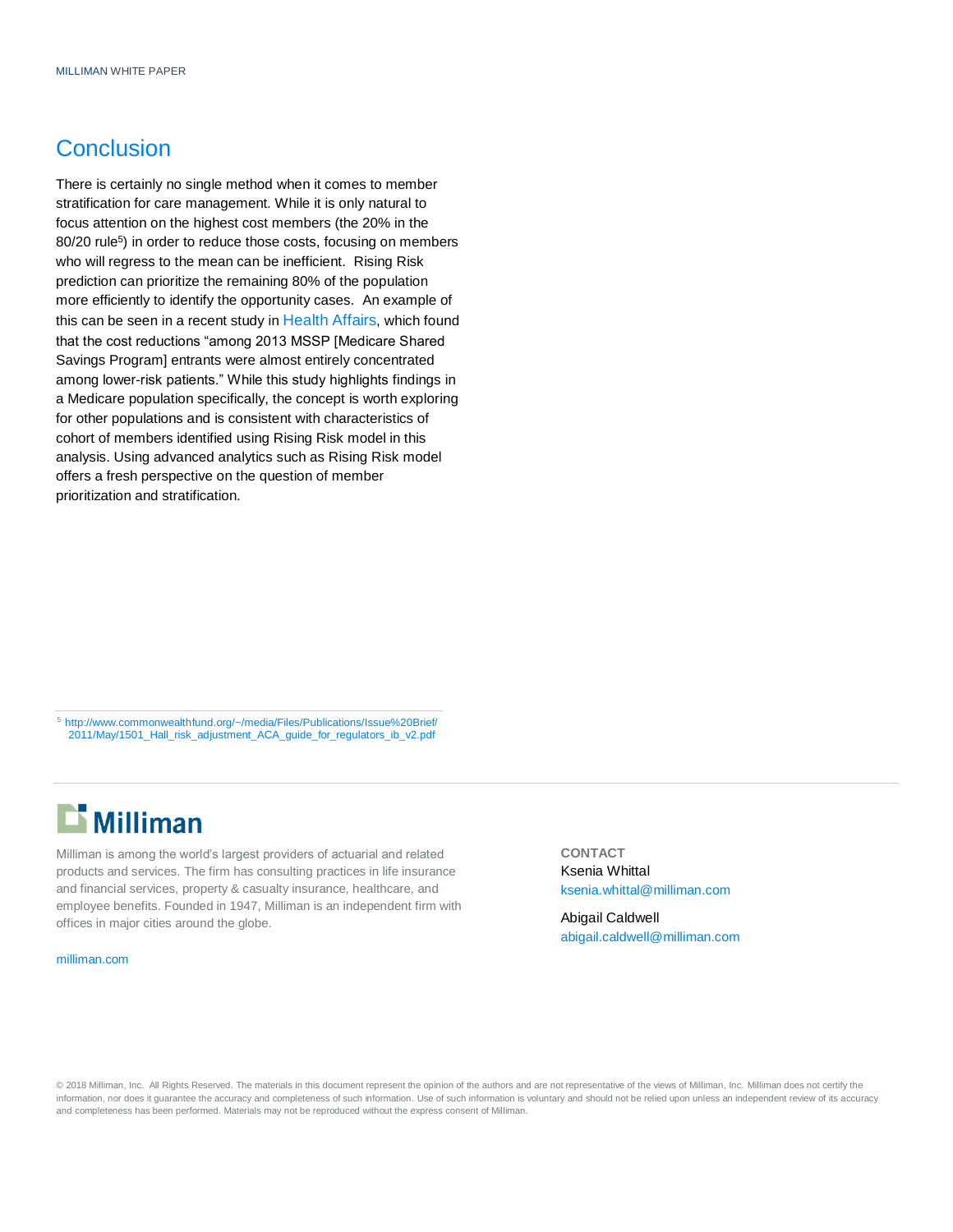## Conclusion

There is certainly no single method when it comes to member stratification for care management. While it is only natural to focus attention on the highest cost members (the 20% in the 80/20 rule[5]) in order to reduce those costs, focusing on members who will regress to the mean can be inefficient. Rising Risk prediction can prioritize the remaining 80% of the population more efficiently to identify the opportunity cases. An example of this can be seen in a recent study in Health Affairs, which found that the cost reductions "among 2013 MSSP [Medicare Shared Savings Program] entrants were almost entirely concentrated among lower-risk patients." While this study highlights findings in a Medicare population specifically, the concept is worth exploring for other populations and is consistent with characteristics of cohort of members identified using Rising Risk model in this analysis. Using advanced analytics such as Rising Risk model offers a fresh perspective on the question of member prioritization and stratification.

[5] http://www.commonwealthfund.org/~/media/Files/Publications/Issue%20Brief/2011/May/1501_Hall_risk_adjustment_ACA_guide_for_regulators_ib_v2.pdf

Milliman

Milliman is among the world's largest providers of actuarial and related products and services. The firm has consulting practices in life insurance and financial services, property & casualty insurance, healthcare, and employee benefits. Founded in 1947, Milliman is an independent firm with offices in major cities around the globe.

milliman.com

**CONTACT**

Ksenia Whittal
ksenia.whittal@milliman.com

Abigail Caldwell
abigail.caldwell@milliman.com

© 2018 Milliman, Inc. All Rights Reserved. The materials in this document represent the opinion of the authors and are not representative of the views of Milliman, Inc. Milliman does not certify the information, nor does it guarantee the accuracy and completeness of such information. Use of such information is voluntary and should not be relied upon unless an independent review of its accuracy and completeness has been performed. Materials may not be reproduced without the express consent of Milliman.